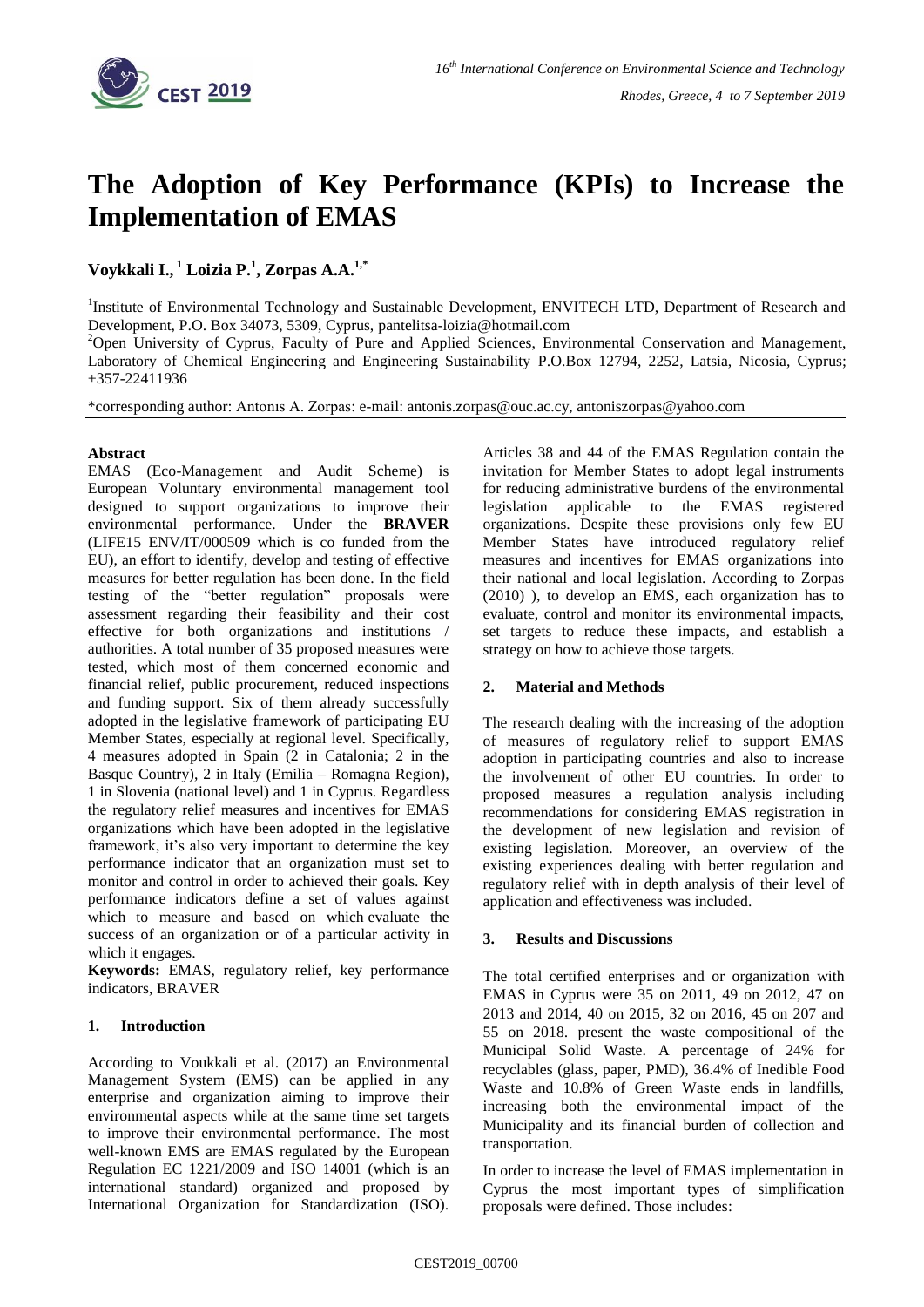# The Adoption of Key Performance (KPIs) to Increase the Implementation of EMAS

**Voykkali I.,[1] Loizia P.[1], Zorpas A.A.[1,*]**

[1]Institute of Environmental Technology and Sustainable Development, ENVITECH LTD, Department of Research and Development, P.O. Box 34073, 5309, Cyprus, pantelitsa-loizia@hotmail.com

[2]Open University of Cyprus, Faculty of Pure and Applied Sciences, Environmental Conservation and Management, Laboratory of Chemical Engineering and Engineering Sustainability P.O.Box 12794, 2252, Latsia, Nicosia, Cyprus; +357-22411936

*corresponding author: Antonıs A. Zorpas: e-mail: antonis.zorpas@ouc.ac.cy, antoniszorpas@yahoo.com

**Abstract**

EMAS (Eco-Management and Audit Scheme) is European Voluntary environmental management tool designed to support organizations to improve their environmental performance. Under the **BRAVER** (LIFE15 ENV/IT/000509 which is co funded from the EU), an effort to identify, develop and testing of effective measures for better regulation has been done. In the field testing of the "better regulation" proposals were assessment regarding their feasibility and their cost effective for both organizations and institutions / authorities. A total number of 35 proposed measures were tested, which most of them concerned economic and financial relief, public procurement, reduced inspections and funding support. Six of them already successfully adopted in the legislative framework of participating EU Member States, especially at regional level. Specifically, 4 measures adopted in Spain (2 in Catalonia; 2 in the Basque Country), 2 in Italy (Emilia – Romagna Region), 1 in Slovenia (national level) and 1 in Cyprus. Regardless the regulatory relief measures and incentives for EMAS organizations which have been adopted in the legislative framework, it's also very important to determine the key performance indicator that an organization must set to monitor and control in order to achieved their goals. Key performance indicators define a set of values against which to measure and based on which evaluate the success of an organization or of a particular activity in which it engages.

**Keywords:** EMAS, regulatory relief, key performance indicators, BRAVER

## 1. Introduction

According to Voukkali et al. (2017) an Environmental Management System (EMS) can be applied in any enterprise and organization aiming to improve their environmental aspects while at the same time set targets to improve their environmental performance. The most well-known EMS are EMAS regulated by the European Regulation EC 1221/2009 and ISO 14001 (which is an international standard) organized and proposed by International Organization for Standardization (ISO). Articles 38 and 44 of the EMAS Regulation contain the invitation for Member States to adopt legal instruments for reducing administrative burdens of the environmental legislation applicable to the EMAS registered organizations. Despite these provisions only few EU Member States have introduced regulatory relief measures and incentives for EMAS organizations into their national and local legislation. According to Zorpas (2010) ), to develop an EMS, each organization has to evaluate, control and monitor its environmental impacts, set targets to reduce these impacts, and establish a strategy on how to achieve those targets.

## 2. Material and Methods

The research dealing with the increasing of the adoption of measures of regulatory relief to support EMAS adoption in participating countries and also to increase the involvement of other EU countries. In order to proposed measures a regulation analysis including recommendations for considering EMAS registration in the development of new legislation and revision of existing legislation. Moreover, an overview of the existing experiences dealing with better regulation and regulatory relief with in depth analysis of their level of application and effectiveness was included.

## 3. Results and Discussions

The total certified enterprises and or organization with EMAS in Cyprus were 35 on 2011, 49 on 2012, 47 on 2013 and 2014, 40 on 2015, 32 on 2016, 45 on 207 and 55 on 2018. present the waste compositional of the Municipal Solid Waste. A percentage of 24% for recyclables (glass, paper, PMD), 36.4% of Inedible Food Waste and 10.8% of Green Waste ends in landfills, increasing both the environmental impact of the Municipality and its financial burden of collection and transportation.

In order to increase the level of EMAS implementation in Cyprus the most important types of simplification proposals were defined. Those includes: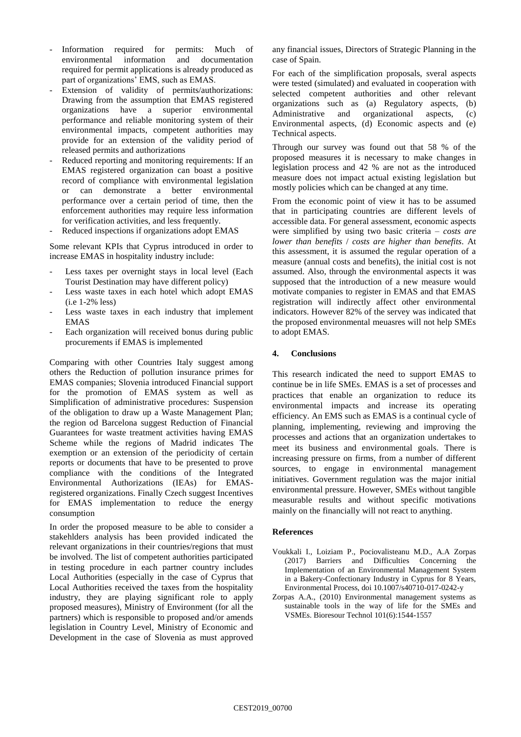- Information required for permits: Much of environmental information and documentation required for permit applications is already produced as part of organizations' EMS, such as EMAS.
- Extension of validity of permits/authorizations: Drawing from the assumption that EMAS registered organizations have a superior environmental performance and reliable monitoring system of their environmental impacts, competent authorities may provide for an extension of the validity period of released permits and authorizations
- Reduced reporting and monitoring requirements: If an EMAS registered organization can boast a positive record of compliance with environmental legislation or can demonstrate a better environmental performance over a certain period of time, then the enforcement authorities may require less information for verification activities, and less frequently.
- Reduced inspections if organizations adopt EMAS

Some relevant KPIs that Cyprus introduced in order to increase EMAS in hospitality industry include:

- Less taxes per overnight stays in local level (Each Tourist Destination may have different policy)
- Less waste taxes in each hotel which adopt EMAS (i.e 1-2% less)
- Less waste taxes in each industry that implement EMAS
- Each organization will received bonus during public procurements if EMAS is implemented

Comparing with other Countries Italy suggest among others the Reduction of pollution insurance primes for EMAS companies; Slovenia introduced Financial support for the promotion of EMAS system as well as Simplification of administrative procedures: Suspension of the obligation to draw up a Waste Management Plan; the region od Barcelona suggest Reduction of Financial Guarantees for waste treatment activities having EMAS Scheme while the regions of Madrid indicates The exemption or an extension of the periodicity of certain reports or documents that have to be presented to prove compliance with the conditions of the Integrated Environmental Authorizations (IEAs) for EMAS-registered organizations. Finally Czech suggest Incentives for EMAS implementation to reduce the energy consumption

In order the proposed measure to be able to consider a stakehlders analysis has been provided indicated the relevant organizations in their countries/regions that must be involved. The list of competent authorities participated in testing procedure in each partner country includes Local Authorities (especially in the case of Cyprus that Local Authorities received the taxes from the hospitality industry, they are playing significant role to apply proposed measures), Ministry of Environment (for all the partners) which is responsible to proposed and/or amends legislation in Country Level, Ministry of Economic and Development in the case of Slovenia as must approved any financial issues, Directors of Strategic Planning in the case of Spain.

For each of the simplification proposals, sveral aspects were tested (simulated) and evaluated in cooperation with selected competent authorities and other relevant organizations such as (a) Regulatory aspects, (b) Administrative and organizational aspects, (c) Environmental aspects, (d) Economic aspects and (e) Technical aspects.

Through our survey was found out that 58 % of the proposed measures it is necessary to make changes in legislation process and 42 % are not as the introduced measure does not impact actual existing legislation but mostly policies which can be changed at any time.

From the economic point of view it has to be assumed that in participating countries are different levels of accessible data. For general assessment, economic aspects were simplified by using two basic criteria – *costs are lower than benefits* / *costs are higher than benefits*. At this assessment, it is assumed the regular operation of a measure (annual costs and benefits), the initial cost is not assumed. Also, through the environmental aspects it was supposed that the introduction of a new measure would motivate companies to register in EMAS and that EMAS registration will indirectly affect other environmental indicators. However 82% of the servey was indicated that the proposed environmental meuasres will not help SMEs to adopt EMAS.

## 4. Conclusions

This research indicated the need to support EMAS to continue be in life SMEs. EMAS is a set of processes and practices that enable an organization to reduce its environmental impacts and increase its operating efficiency. An EMS such as EMAS is a continual cycle of planning, implementing, reviewing and improving the processes and actions that an organization undertakes to meet its business and environmental goals. There is increasing pressure on firms, from a number of different sources, to engage in environmental management initiatives. Government regulation was the major initial environmental pressure. However, SMEs without tangible measurable results and without specific motivations mainly on the financially will not react to anything.

## References

Voukkali I., Loiziam P., Pociovalisteanu M.D., A.A Zorpas (2017) Barriers and Difficulties Concerning the Implementation of an Environmental Management System in a Bakery-Confectionary Industry in Cyprus for 8 Years, Environmental Process, doi 10.1007/s40710-017-0242-y

Zorpas A.A., (2010) Environmental management systems as sustainable tools in the way of life for the SMEs and VSMEs. Bioresour Technol 101(6):1544-1557